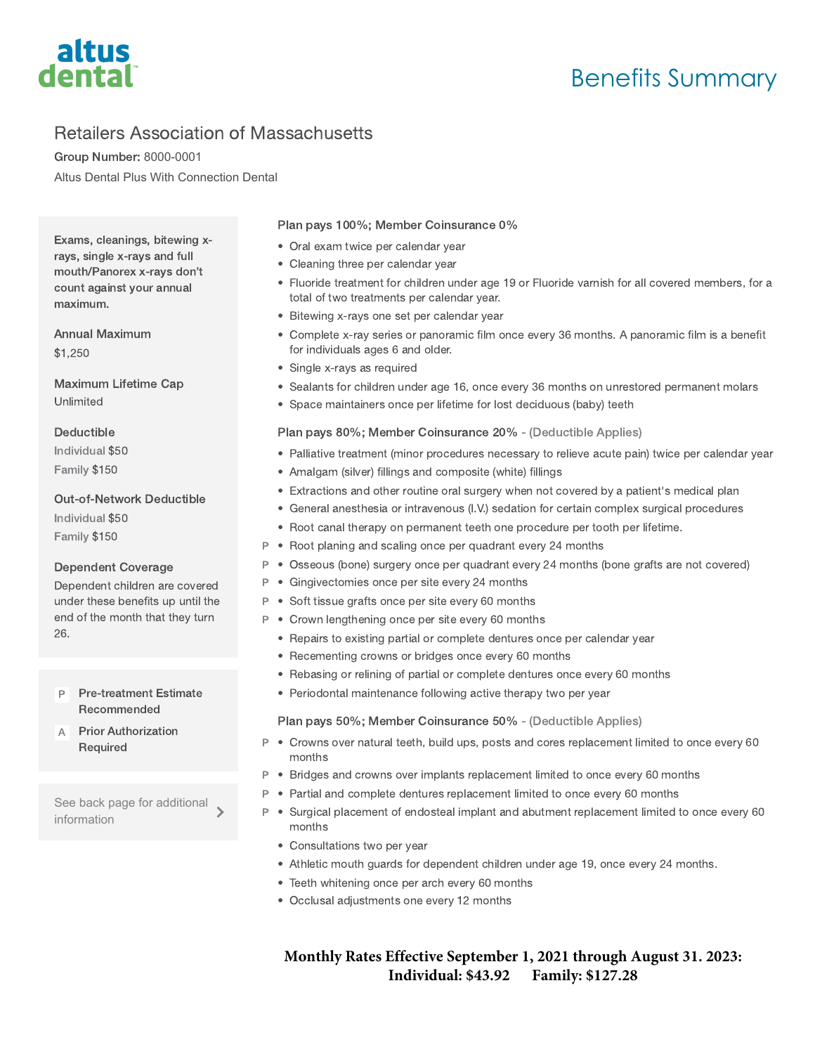altus dental

# Benefits Summary

## Retailers Association of Massachusetts

**Group Number:** 8000-0001

Altus Dental Plus With Connection Dental

**Exams, cleanings, bitewing x-rays, single x-rays and full mouth/Panorex x-rays don't count against your annual maximum.**

**Annual Maximum**
$1,250

**Maximum Lifetime Cap**
Unlimited

**Deductible**
Individual $50
Family $150

**Out-of-Network Deductible**
Individual $50
Family $150

**Dependent Coverage**
Dependent children are covered under these benefits up until the end of the month that they turn 26.

P — **Pre-treatment Estimate Recommended**

A — **Prior Authorization Required**

See back page for additional information

### Plan pays 100%; Member Coinsurance 0%

- Oral exam twice per calendar year
- Cleaning three per calendar year
- Fluoride treatment for children under age 19 or Fluoride varnish for all covered members, for a total of two treatments per calendar year.
- Bitewing x-rays one set per calendar year
- Complete x-ray series or panoramic film once every 36 months. A panoramic film is a benefit for individuals ages 6 and older.
- Single x-rays as required
- Sealants for children under age 16, once every 36 months on unrestored permanent molars
- Space maintainers once per lifetime for lost deciduous (baby) teeth

### Plan pays 80%; Member Coinsurance 20% - (Deductible Applies)

- Palliative treatment (minor procedures necessary to relieve acute pain) twice per calendar year
- Amalgam (silver) fillings and composite (white) fillings
- Extractions and other routine oral surgery when not covered by a patient's medical plan
- General anesthesia or intravenous (I.V.) sedation for certain complex surgical procedures
- Root canal therapy on permanent teeth one procedure per tooth per lifetime.
- P Root planing and scaling once per quadrant every 24 months
- P Osseous (bone) surgery once per quadrant every 24 months (bone grafts are not covered)
- P Gingivectomies once per site every 24 months
- P Soft tissue grafts once per site every 60 months
- P Crown lengthening once per site every 60 months
- Repairs to existing partial or complete dentures once per calendar year
- Recementing crowns or bridges once every 60 months
- Rebasing or relining of partial or complete dentures once every 60 months
- Periodontal maintenance following active therapy two per year

### Plan pays 50%; Member Coinsurance 50% - (Deductible Applies)

- P Crowns over natural teeth, build ups, posts and cores replacement limited to once every 60 months
- P Bridges and crowns over implants replacement limited to once every 60 months
- P Partial and complete dentures replacement limited to once every 60 months
- P Surgical placement of endosteal implant and abutment replacement limited to once every 60 months
- Consultations two per year
- Athletic mouth guards for dependent children under age 19, once every 24 months.
- Teeth whitening once per arch every 60 months
- Occlusal adjustments one every 12 months

**Monthly Rates Effective September 1, 2021 through August 31. 2023:**
**Individual: $43.92 Family: $127.28**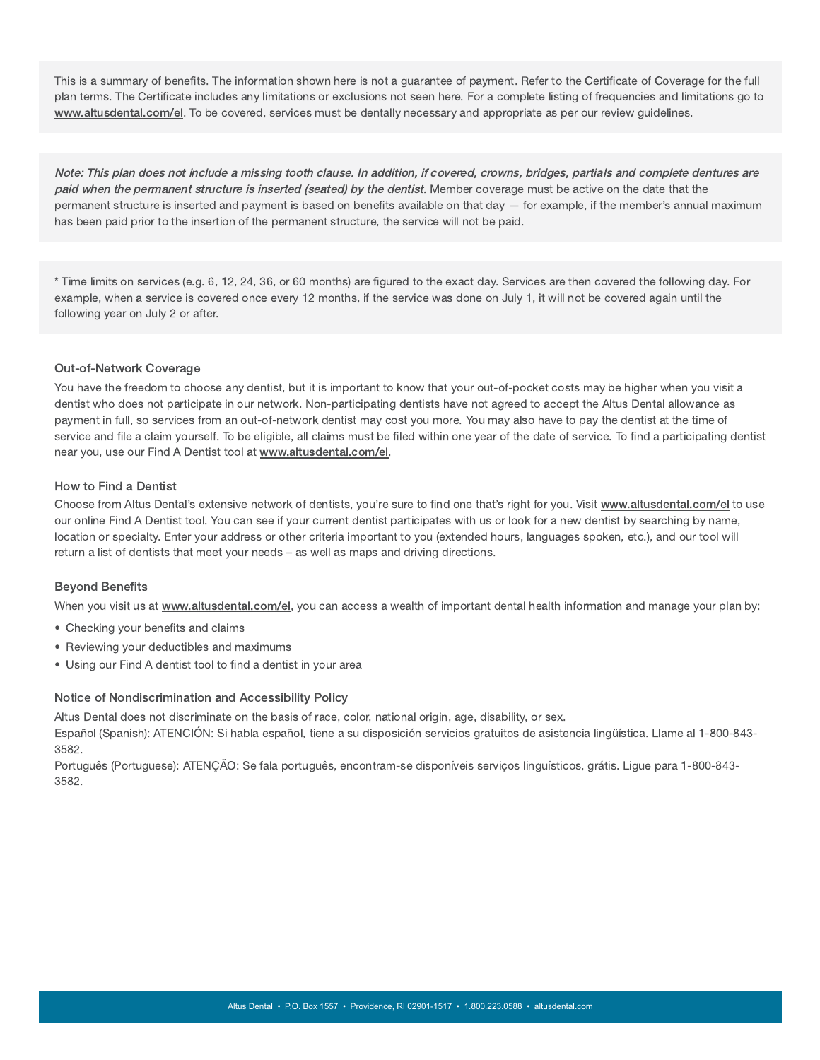This is a summary of benefits. The information shown here is not a guarantee of payment. Refer to the Certificate of Coverage for the full plan terms. The Certificate includes any limitations or exclusions not seen here. For a complete listing of frequencies and limitations go to www.altusdental.com/el. To be covered, services must be dentally necessary and appropriate as per our review guidelines.

***Note: This plan does not include a missing tooth clause. In addition, if covered, crowns, bridges, partials and complete dentures are paid when the permanent structure is inserted (seated) by the dentist.*** Member coverage must be active on the date that the permanent structure is inserted and payment is based on benefits available on that day — for example, if the member's annual maximum has been paid prior to the insertion of the permanent structure, the service will not be paid.

* Time limits on services (e.g. 6, 12, 24, 36, or 60 months) are figured to the exact day. Services are then covered the following day. For example, when a service is covered once every 12 months, if the service was done on July 1, it will not be covered again until the following year on July 2 or after.

### Out-of-Network Coverage

You have the freedom to choose any dentist, but it is important to know that your out-of-pocket costs may be higher when you visit a dentist who does not participate in our network. Non-participating dentists have not agreed to accept the Altus Dental allowance as payment in full, so services from an out-of-network dentist may cost you more. You may also have to pay the dentist at the time of service and file a claim yourself. To be eligible, all claims must be filed within one year of the date of service. To find a participating dentist near you, use our Find A Dentist tool at www.altusdental.com/el.

### How to Find a Dentist

Choose from Altus Dental's extensive network of dentists, you're sure to find one that's right for you. Visit www.altusdental.com/el to use our online Find A Dentist tool. You can see if your current dentist participates with us or look for a new dentist by searching by name, location or specialty. Enter your address or other criteria important to you (extended hours, languages spoken, etc.), and our tool will return a list of dentists that meet your needs – as well as maps and driving directions.

### Beyond Benefits

When you visit us at www.altusdental.com/el, you can access a wealth of important dental health information and manage your plan by:

- Checking your benefits and claims
- Reviewing your deductibles and maximums
- Using our Find A dentist tool to find a dentist in your area

### Notice of Nondiscrimination and Accessibility Policy

Altus Dental does not discriminate on the basis of race, color, national origin, age, disability, or sex.
Español (Spanish): ATENCIÓN: Si habla español, tiene a su disposición servicios gratuitos de asistencia lingüística. Llame al 1-800-843-3582.
Português (Portuguese): ATENÇÃO: Se fala português, encontram-se disponíveis serviços linguísticos, grátis. Ligue para 1-800-843-3582.

Altus Dental • P.O. Box 1557 • Providence, RI 02901-1517 • 1.800.223.0588 • altusdental.com